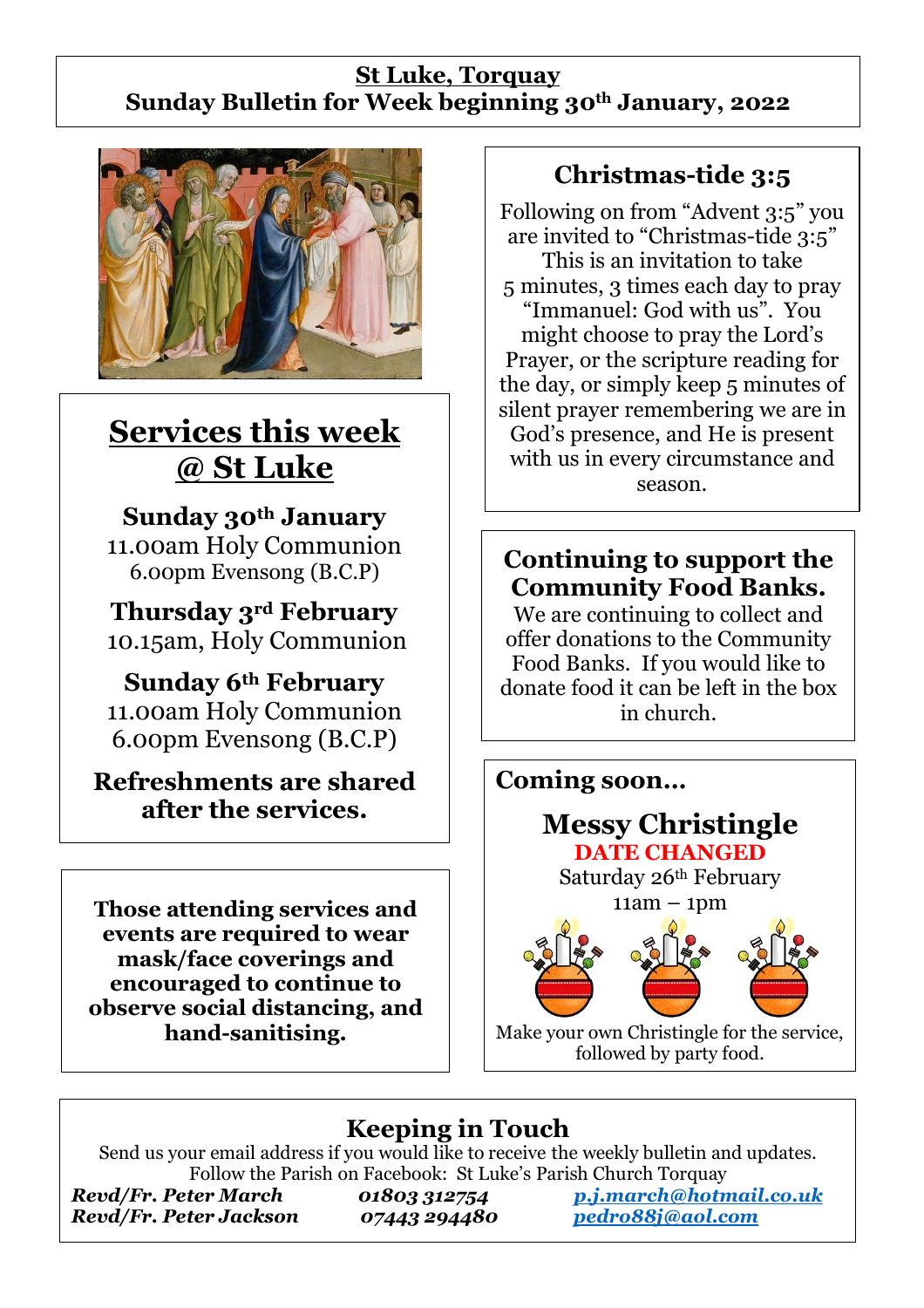# St Luke, Torquay
## Sunday Bulletin for Week beginning 30th January, 2022

## Services this week @ St Luke

**Sunday 30th January**
11.00am Holy Communion
6.00pm Evensong (B.C.P)

**Thursday 3rd February**
10.15am, Holy Communion

**Sunday 6th February**
11.00am Holy Communion
6.00pm Evensong (B.C.P)

**Refreshments are shared after the services.**

**Those attending services and events are required to wear mask/face coverings and encouraged to continue to observe social distancing, and hand-sanitising.**

## Christmas-tide 3:5

Following on from "Advent 3:5" you are invited to "Christmas-tide 3:5" This is an invitation to take 5 minutes, 3 times each day to pray "Immanuel: God with us". You might choose to pray the Lord's Prayer, or the scripture reading for the day, or simply keep 5 minutes of silent prayer remembering we are in God's presence, and He is present with us in every circumstance and season.

## Continuing to support the Community Food Banks.

We are continuing to collect and offer donations to the Community Food Banks. If you would like to donate food it can be left in the box in church.

## Coming soon…

### Messy Christingle

**DATE CHANGED**

Saturday 26th February
11am – 1pm

Make your own Christingle for the service, followed by party food.

## Keeping in Touch

Send us your email address if you would like to receive the weekly bulletin and updates.
Follow the Parish on Facebook: St Luke's Parish Church Torquay

| | | |
|---|---|---|
| ***Revd/Fr. Peter March*** | ***01803 312754*** | ***p.j.march@hotmail.co.uk*** |
| ***Revd/Fr. Peter Jackson*** | ***07443 294480*** | ***pedro88j@aol.com*** |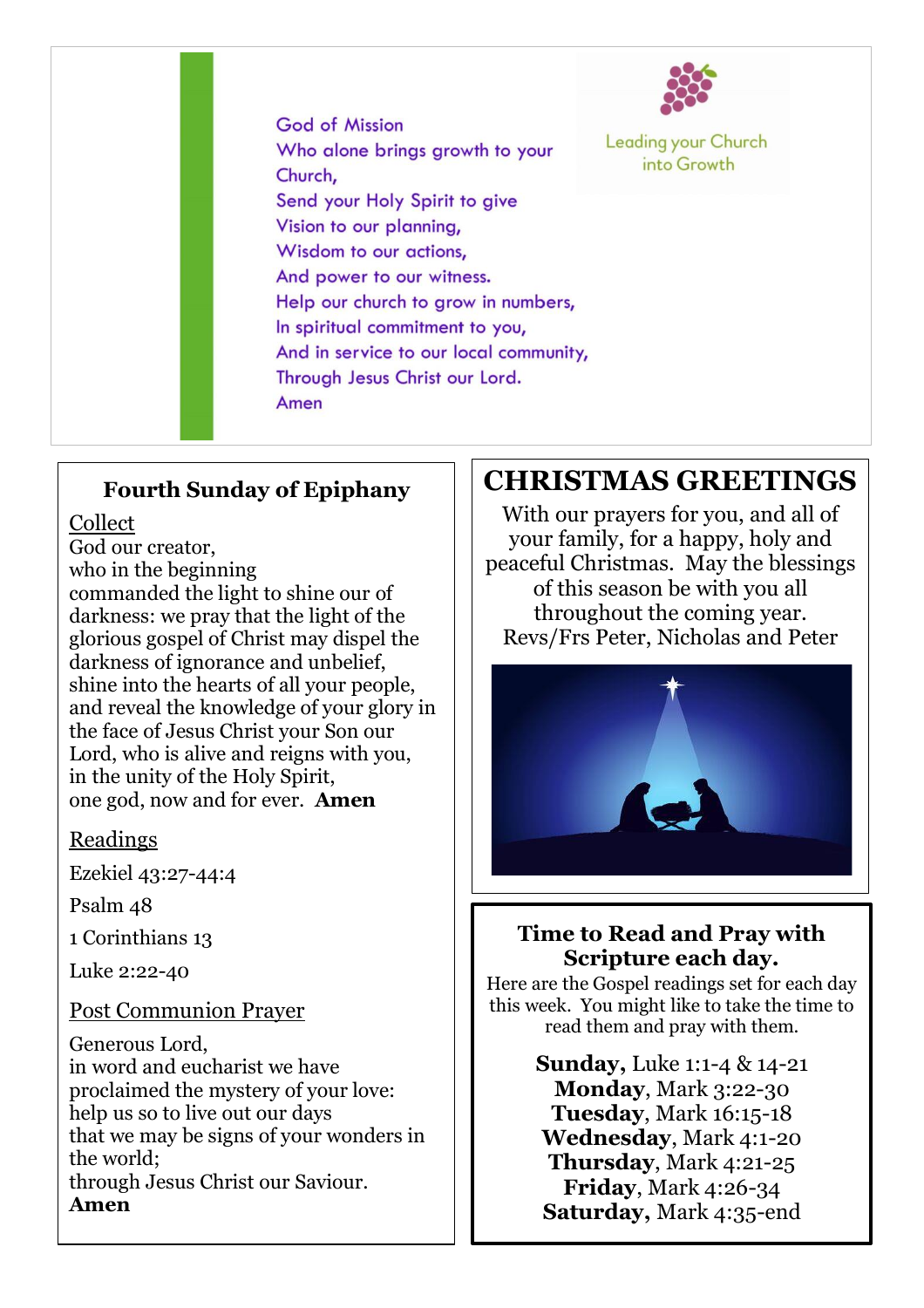God of Mission
Who alone brings growth to your Church,
Send your Holy Spirit to give
Vision to our planning,
Wisdom to our actions,
And power to our witness.
Help our church to grow in numbers,
In spiritual commitment to you,
And in service to our local community,
Through Jesus Christ our Lord.
Amen

Leading your Church into Growth

## Fourth Sunday of Epiphany

Collect
God our creator,
who in the beginning
commanded the light to shine our of darkness: we pray that the light of the glorious gospel of Christ may dispel the darkness of ignorance and unbelief, shine into the hearts of all your people, and reveal the knowledge of your glory in the face of Jesus Christ your Son our Lord, who is alive and reigns with you, in the unity of the Holy Spirit,
one god, now and for ever. **Amen**

Readings

Ezekiel 43:27-44:4

Psalm 48

1 Corinthians 13

Luke 2:22-40

Post Communion Prayer

Generous Lord,
in word and eucharist we have proclaimed the mystery of your love:
help us so to live out our days
that we may be signs of your wonders in the world;
through Jesus Christ our Saviour.
**Amen**

# CHRISTMAS GREETINGS

With our prayers for you, and all of your family, for a happy, holy and peaceful Christmas. May the blessings of this season be with you all throughout the coming year.
Revs/Frs Peter, Nicholas and Peter

## Time to Read and Pray with Scripture each day.

Here are the Gospel readings set for each day this week. You might like to take the time to read them and pray with them.

**Sunday,** Luke 1:1-4 & 14-21
**Monday**, Mark 3:22-30
**Tuesday**, Mark 16:15-18
**Wednesday**, Mark 4:1-20
**Thursday**, Mark 4:21-25
**Friday**, Mark 4:26-34
**Saturday,** Mark 4:35-end